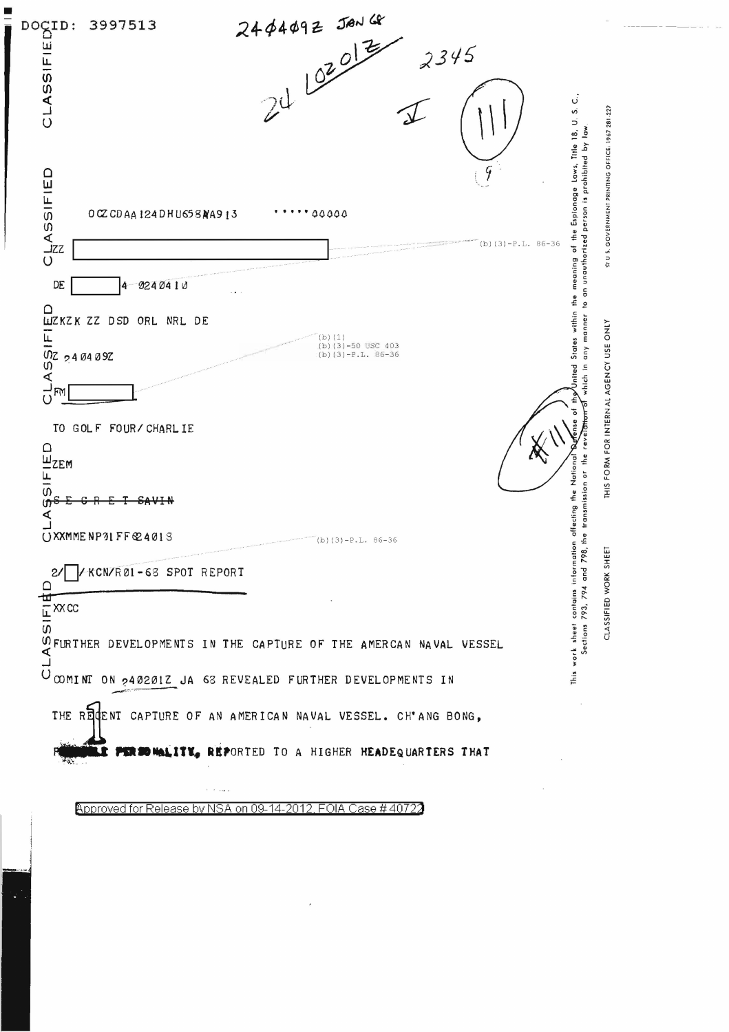DOCID: 3997513

240409Z JAN 68

241020Z

2345

I

111

9

OCZCDAA124DHU658NA913 \*\*\*\*\*00000

ZZ

(b)(3)-P.L. 86-36

DE 4 0240410

ZKZK ZZ DSD ORL NRL DE

(b)(1)
(b)(3)-50 USC 403
(b)(3)-P.L. 86-36

Z 240409Z

FM

TO GOLF FOUR/CHARLIE

ZEM

~~S E C R E T SAVIN~~

XXMMENP01FF02401 3

(b)(3)-P.L. 86-36

2/ /KCN/R01-68 SPOT REPORT

XXCC

FURTHER DEVELOPMENTS IN THE CAPTURE OF THE AMERCAN NAVAL VESSEL

COMINT ON 240201Z JA 68 REVEALED FURTHER DEVELOPMENTS IN THE RECENT CAPTURE OF AN AMERICAN NAVAL VESSEL. CH'ANG BONG, PERSONALITY, REPORTED TO A HIGHER HEADEQUARTERS THAT

#11

This work sheet contains information affecting the National Defense of the United States within the meaning of the Espionage Laws, Title 18, U. S. C., Sections 793, 794 and 798, the transmission or the revelation of which in any manner to an unauthorized person is prohibited by law.

CLASSIFIED WORK SHEET

THIS FORM FOR INTERNAL AGENCY USE ONLY

U.S. GOVERNMENT PRINTING OFFICE: 1967 281-222

Approved for Release by NSA on 09-14-2012, FOIA Case # 40722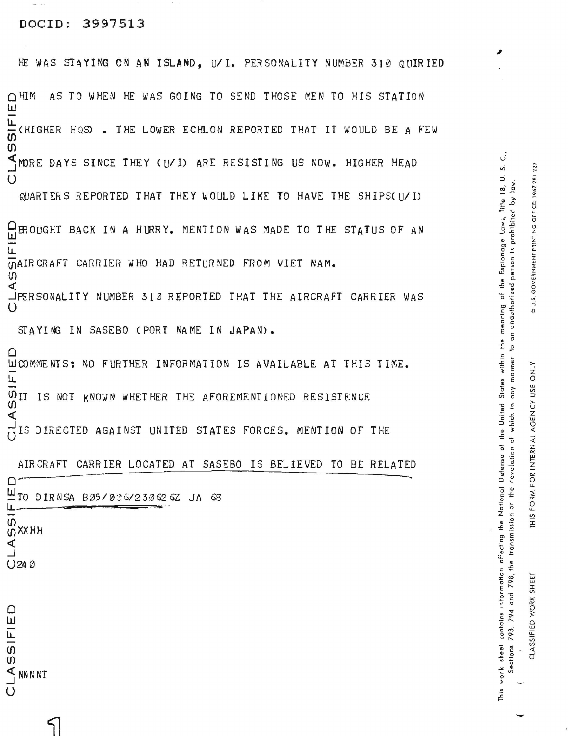DOCID: 3997513

HE WAS STAYING ON AN ISLAND, U/I. PERSONALITY NUMBER 310 QUIRIED HIM AS TO WHEN HE WAS GOING TO SEND THOSE MEN TO HIS STATION (HIGHER HQS) . THE LOWER ECHLON REPORTED THAT IT WOULD BE A FEW MORE DAYS SINCE THEY (U/I) ARE RESISTING US NOW. HIGHER HEAD QUARTERS REPORTED THAT THEY WOULD LIKE TO HAVE THE SHIPS(U/I) BROUGHT BACK IN A HURRY. MENTION WAS MADE TO THE STATUS OF AN AIRCRAFT CARRIER WHO HAD RETURNED FROM VIET NAM.

PERSONALITY NUMBER 310 REPORTED THAT THE AIRCRAFT CARRIER WAS STAYING IN SASEBO (PORT NAME IN JAPAN).

COMMENTS: NO FURTHER INFORMATION IS AVAILABLE AT THIS TIME. IT IS NOT KNOWN WHETHER THE AFOREMENTIONED RESISTENCE IS DIRECTED AGAINST UNITED STATES FORCES. MENTION OF THE AIRCRAFT CARRIER LOCATED AT SASEBO IS BELIEVED TO BE RELATED

TO DIRNSA B05/036/230626Z JA 68

XXHH

0240

NNNNT

This work sheet contains information affecting the National Defense of the United States within the meaning of the Espionage Laws, Title 18, U. S. C., Sections 793, 794 and 798, the transmission or the revelation of which in any manner to an unauthorized person is prohibited by law.

CLASSIFIED WORK SHEET

THIS FORM FOR INTERNAL AGENCY USE ONLY